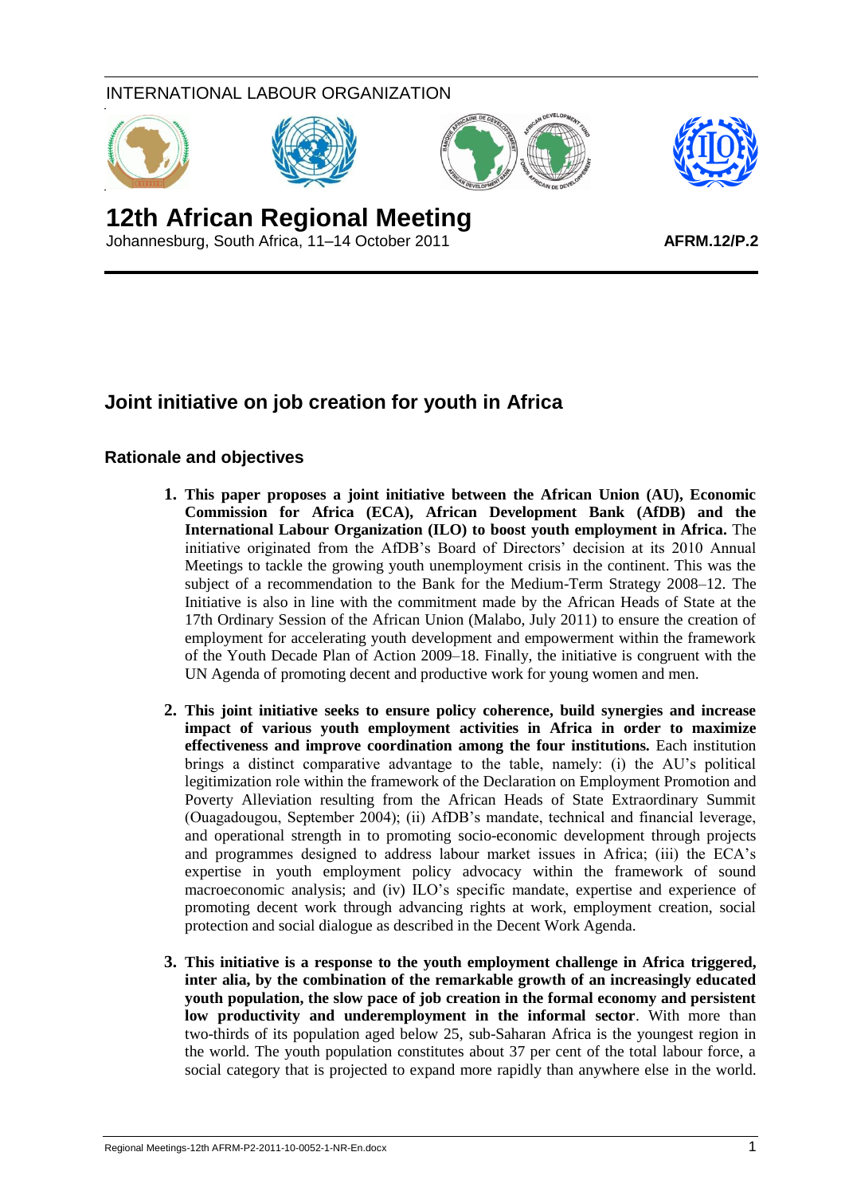INTERNATIONAL LABOUR ORGANIZATION

# 12th African Regional Meeting

Johannesburg, South Africa, 11–14 October 2011

**AFRM.12/P.2**

## Joint initiative on job creation for youth in Africa

### Rationale and objectives

1. **This paper proposes a joint initiative between the African Union (AU), Economic Commission for Africa (ECA), African Development Bank (AfDB) and the International Labour Organization (ILO) to boost youth employment in Africa.** The initiative originated from the AfDB's Board of Directors' decision at its 2010 Annual Meetings to tackle the growing youth unemployment crisis in the continent. This was the subject of a recommendation to the Bank for the Medium-Term Strategy 2008–12. The Initiative is also in line with the commitment made by the African Heads of State at the 17th Ordinary Session of the African Union (Malabo, July 2011) to ensure the creation of employment for accelerating youth development and empowerment within the framework of the Youth Decade Plan of Action 2009–18. Finally, the initiative is congruent with the UN Agenda of promoting decent and productive work for young women and men.

2. **This joint initiative seeks to ensure policy coherence, build synergies and increase impact of various youth employment activities in Africa in order to maximize effectiveness and improve coordination among the four institutions.** Each institution brings a distinct comparative advantage to the table, namely: (i) the AU's political legitimization role within the framework of the Declaration on Employment Promotion and Poverty Alleviation resulting from the African Heads of State Extraordinary Summit (Ouagadougou, September 2004); (ii) AfDB's mandate, technical and financial leverage, and operational strength in to promoting socio-economic development through projects and programmes designed to address labour market issues in Africa; (iii) the ECA's expertise in youth employment policy advocacy within the framework of sound macroeconomic analysis; and (iv) ILO's specific mandate, expertise and experience of promoting decent work through advancing rights at work, employment creation, social protection and social dialogue as described in the Decent Work Agenda.

3. **This initiative is a response to the youth employment challenge in Africa triggered, inter alia, by the combination of the remarkable growth of an increasingly educated youth population, the slow pace of job creation in the formal economy and persistent low productivity and underemployment in the informal sector**. With more than two-thirds of its population aged below 25, sub-Saharan Africa is the youngest region in the world. The youth population constitutes about 37 per cent of the total labour force, a social category that is projected to expand more rapidly than anywhere else in the world.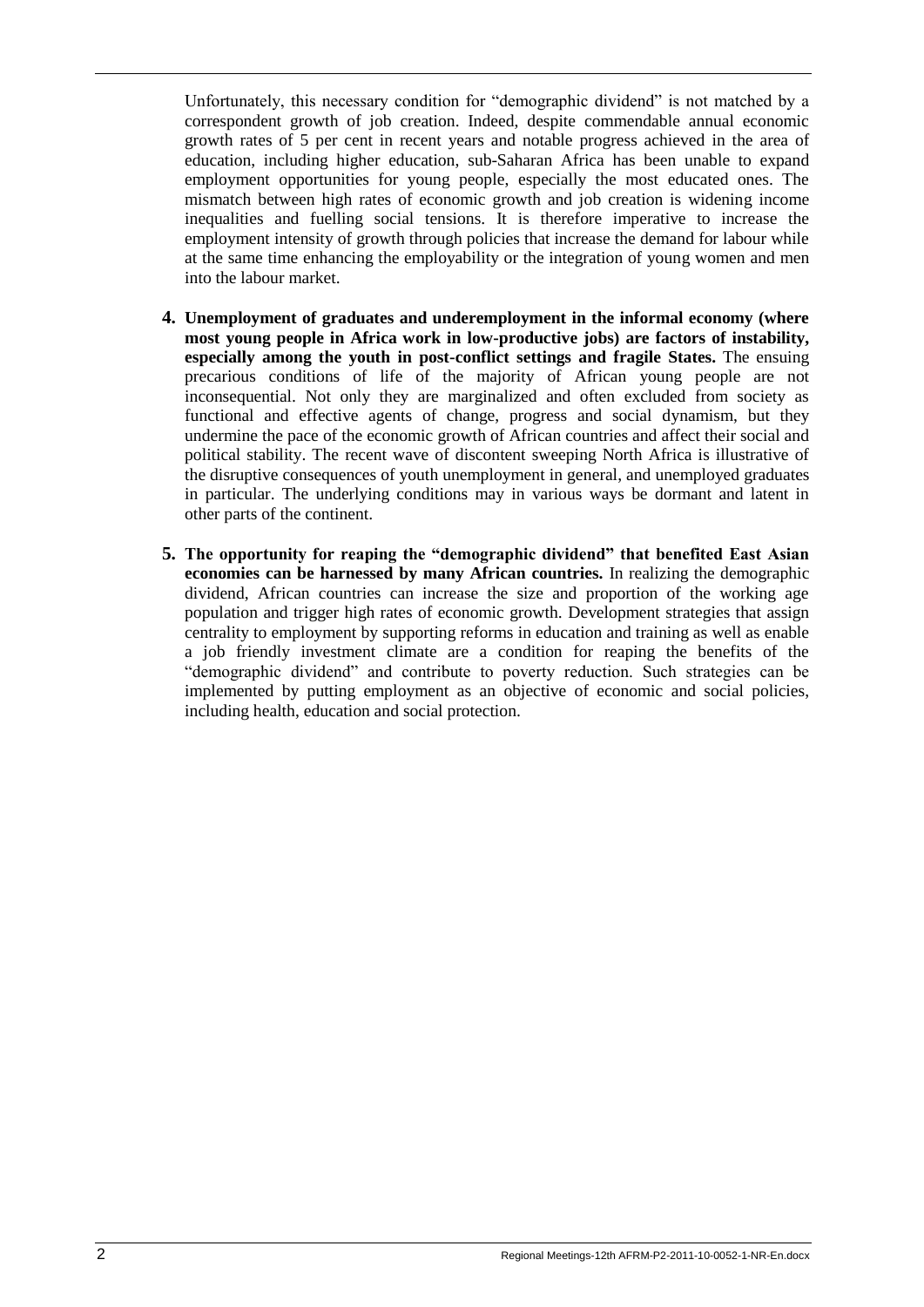Unfortunately, this necessary condition for "demographic dividend" is not matched by a correspondent growth of job creation. Indeed, despite commendable annual economic growth rates of 5 per cent in recent years and notable progress achieved in the area of education, including higher education, sub-Saharan Africa has been unable to expand employment opportunities for young people, especially the most educated ones. The mismatch between high rates of economic growth and job creation is widening income inequalities and fuelling social tensions. It is therefore imperative to increase the employment intensity of growth through policies that increase the demand for labour while at the same time enhancing the employability or the integration of young women and men into the labour market.

4. **Unemployment of graduates and underemployment in the informal economy (where most young people in Africa work in low-productive jobs) are factors of instability, especially among the youth in post-conflict settings and fragile States.** The ensuing precarious conditions of life of the majority of African young people are not inconsequential. Not only they are marginalized and often excluded from society as functional and effective agents of change, progress and social dynamism, but they undermine the pace of the economic growth of African countries and affect their social and political stability. The recent wave of discontent sweeping North Africa is illustrative of the disruptive consequences of youth unemployment in general, and unemployed graduates in particular. The underlying conditions may in various ways be dormant and latent in other parts of the continent.

5. **The opportunity for reaping the "demographic dividend" that benefited East Asian economies can be harnessed by many African countries.** In realizing the demographic dividend, African countries can increase the size and proportion of the working age population and trigger high rates of economic growth. Development strategies that assign centrality to employment by supporting reforms in education and training as well as enable a job friendly investment climate are a condition for reaping the benefits of the "demographic dividend" and contribute to poverty reduction. Such strategies can be implemented by putting employment as an objective of economic and social policies, including health, education and social protection.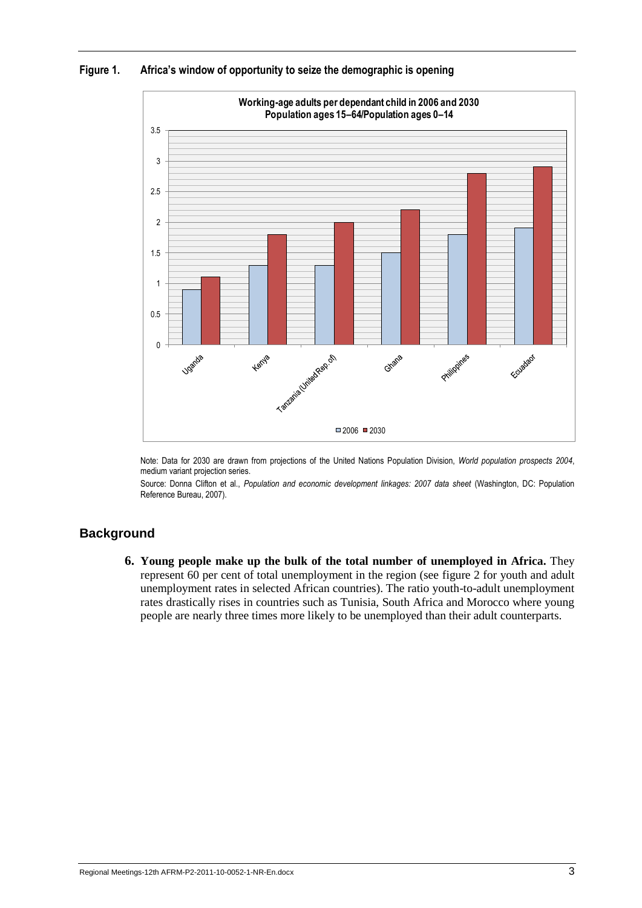**Figure 1. Africa's window of opportunity to seize the demographic is opening**

Note: Data for 2030 are drawn from projections of the United Nations Population Division, *World population prospects 2004*, medium variant projection series.

Source: Donna Clifton et al., *Population and economic development linkages: 2007 data sheet* (Washington, DC: Population Reference Bureau, 2007).

## Background

6. **Young people make up the bulk of the total number of unemployed in Africa.** They represent 60 per cent of total unemployment in the region (see figure 2 for youth and adult unemployment rates in selected African countries). The ratio youth-to-adult unemployment rates drastically rises in countries such as Tunisia, South Africa and Morocco where young people are nearly three times more likely to be unemployed than their adult counterparts.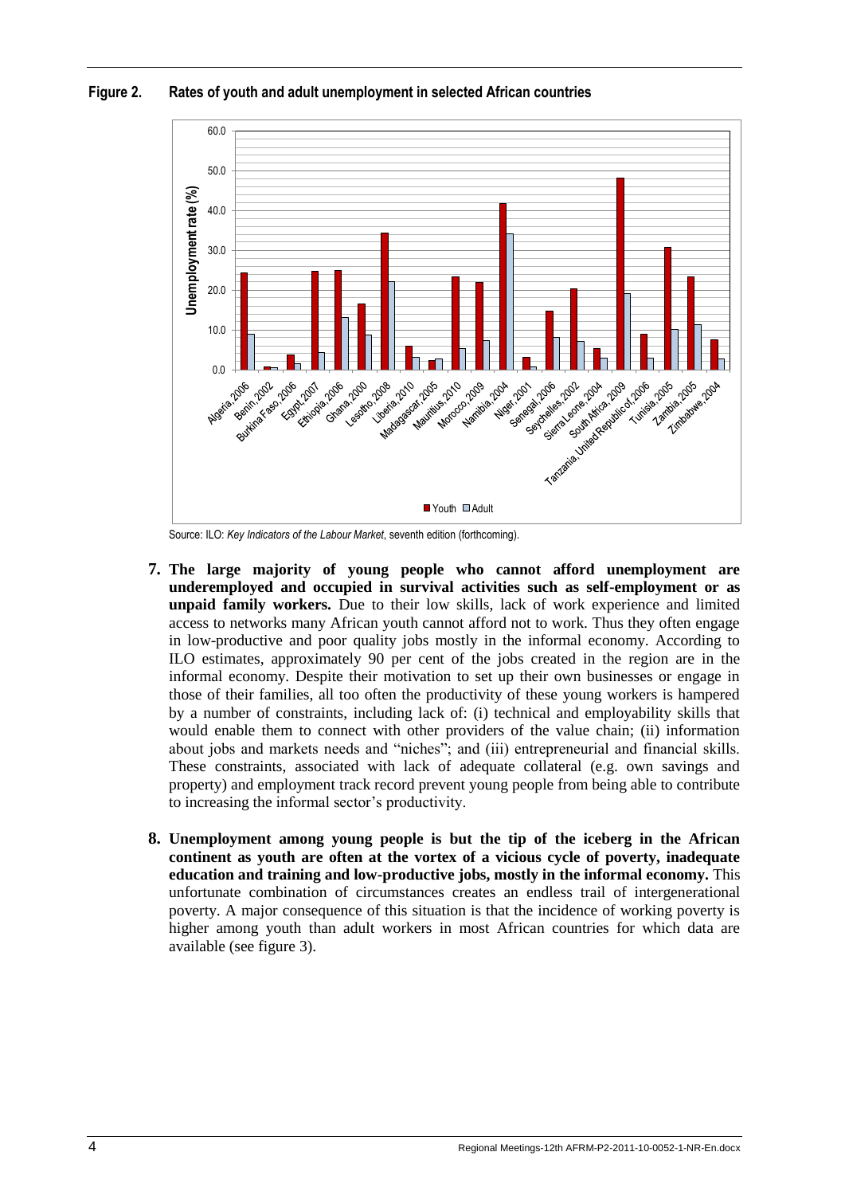**Figure 2. Rates of youth and adult unemployment in selected African countries**

Source: ILO: *Key Indicators of the Labour Market*, seventh edition (forthcoming).

7. **The large majority of young people who cannot afford unemployment are underemployed and occupied in survival activities such as self-employment or as unpaid family workers.** Due to their low skills, lack of work experience and limited access to networks many African youth cannot afford not to work. Thus they often engage in low-productive and poor quality jobs mostly in the informal economy. According to ILO estimates, approximately 90 per cent of the jobs created in the region are in the informal economy. Despite their motivation to set up their own businesses or engage in those of their families, all too often the productivity of these young workers is hampered by a number of constraints, including lack of: (i) technical and employability skills that would enable them to connect with other providers of the value chain; (ii) information about jobs and markets needs and "niches"; and (iii) entrepreneurial and financial skills. These constraints, associated with lack of adequate collateral (e.g. own savings and property) and employment track record prevent young people from being able to contribute to increasing the informal sector's productivity.

8. **Unemployment among young people is but the tip of the iceberg in the African continent as youth are often at the vortex of a vicious cycle of poverty, inadequate education and training and low-productive jobs, mostly in the informal economy.** This unfortunate combination of circumstances creates an endless trail of intergenerational poverty. A major consequence of this situation is that the incidence of working poverty is higher among youth than adult workers in most African countries for which data are available (see figure 3).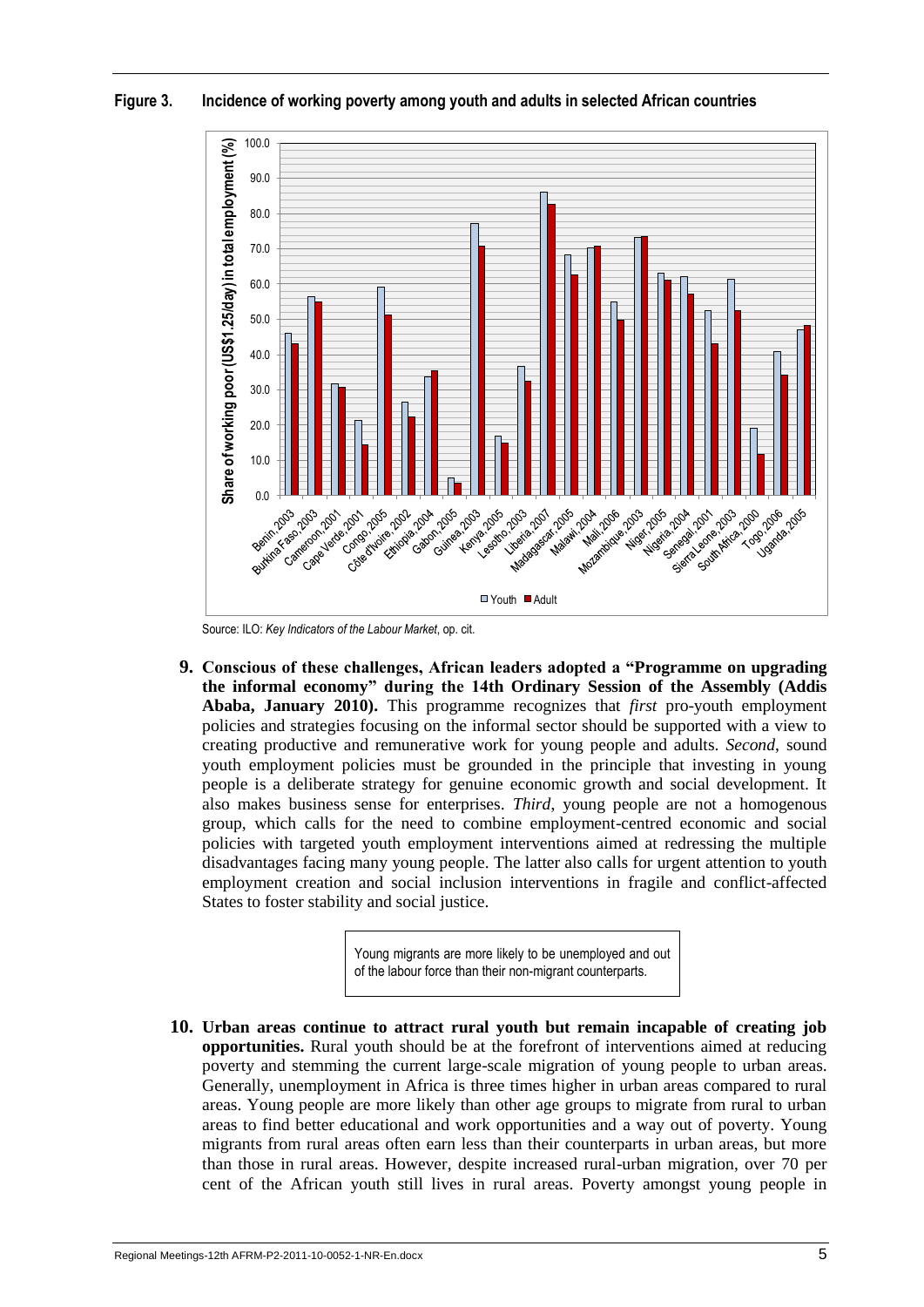**Figure 3. Incidence of working poverty among youth and adults in selected African countries**

Source: ILO: *Key Indicators of the Labour Market*, op. cit.

**9. Conscious of these challenges, African leaders adopted a "Programme on upgrading the informal economy" during the 14th Ordinary Session of the Assembly (Addis Ababa, January 2010).** This programme recognizes that *first* pro-youth employment policies and strategies focusing on the informal sector should be supported with a view to creating productive and remunerative work for young people and adults. *Second*, sound youth employment policies must be grounded in the principle that investing in young people is a deliberate strategy for genuine economic growth and social development. It also makes business sense for enterprises. *Third*, young people are not a homogenous group, which calls for the need to combine employment-centred economic and social policies with targeted youth employment interventions aimed at redressing the multiple disadvantages facing many young people. The latter also calls for urgent attention to youth employment creation and social inclusion interventions in fragile and conflict-affected States to foster stability and social justice.

> Young migrants are more likely to be unemployed and out of the labour force than their non-migrant counterparts.

**10. Urban areas continue to attract rural youth but remain incapable of creating job opportunities.** Rural youth should be at the forefront of interventions aimed at reducing poverty and stemming the current large-scale migration of young people to urban areas. Generally, unemployment in Africa is three times higher in urban areas compared to rural areas. Young people are more likely than other age groups to migrate from rural to urban areas to find better educational and work opportunities and a way out of poverty. Young migrants from rural areas often earn less than their counterparts in urban areas, but more than those in rural areas. However, despite increased rural-urban migration, over 70 per cent of the African youth still lives in rural areas. Poverty amongst young people in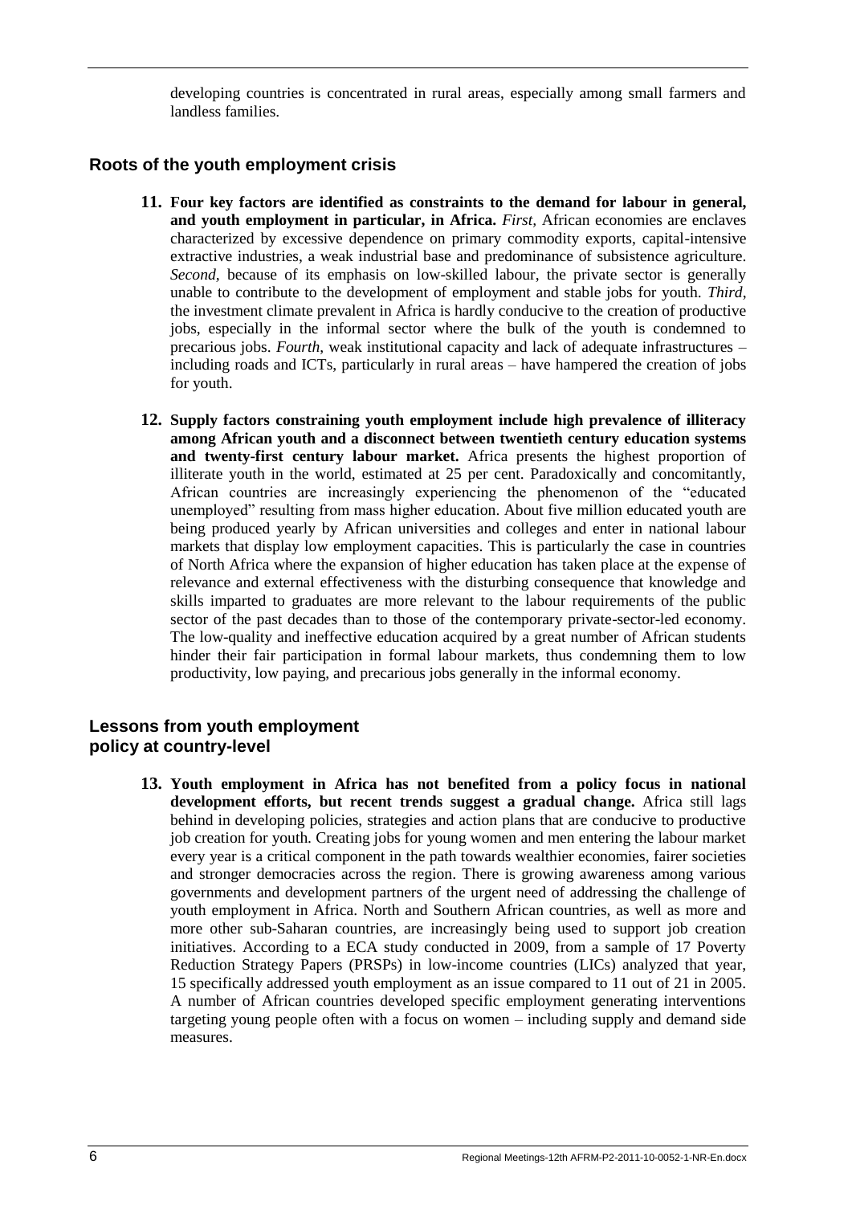developing countries is concentrated in rural areas, especially among small farmers and landless families.

## Roots of the youth employment crisis

**11. Four key factors are identified as constraints to the demand for labour in general, and youth employment in particular, in Africa.** *First*, African economies are enclaves characterized by excessive dependence on primary commodity exports, capital-intensive extractive industries, a weak industrial base and predominance of subsistence agriculture. *Second*, because of its emphasis on low-skilled labour, the private sector is generally unable to contribute to the development of employment and stable jobs for youth. *Third*, the investment climate prevalent in Africa is hardly conducive to the creation of productive jobs, especially in the informal sector where the bulk of the youth is condemned to precarious jobs. *Fourth*, weak institutional capacity and lack of adequate infrastructures – including roads and ICTs, particularly in rural areas – have hampered the creation of jobs for youth.

**12. Supply factors constraining youth employment include high prevalence of illiteracy among African youth and a disconnect between twentieth century education systems and twenty-first century labour market.** Africa presents the highest proportion of illiterate youth in the world, estimated at 25 per cent. Paradoxically and concomitantly, African countries are increasingly experiencing the phenomenon of the "educated unemployed" resulting from mass higher education. About five million educated youth are being produced yearly by African universities and colleges and enter in national labour markets that display low employment capacities. This is particularly the case in countries of North Africa where the expansion of higher education has taken place at the expense of relevance and external effectiveness with the disturbing consequence that knowledge and skills imparted to graduates are more relevant to the labour requirements of the public sector of the past decades than to those of the contemporary private-sector-led economy. The low-quality and ineffective education acquired by a great number of African students hinder their fair participation in formal labour markets, thus condemning them to low productivity, low paying, and precarious jobs generally in the informal economy.

## Lessons from youth employment policy at country-level

**13. Youth employment in Africa has not benefited from a policy focus in national development efforts, but recent trends suggest a gradual change.** Africa still lags behind in developing policies, strategies and action plans that are conducive to productive job creation for youth. Creating jobs for young women and men entering the labour market every year is a critical component in the path towards wealthier economies, fairer societies and stronger democracies across the region. There is growing awareness among various governments and development partners of the urgent need of addressing the challenge of youth employment in Africa. North and Southern African countries, as well as more and more other sub-Saharan countries, are increasingly being used to support job creation initiatives. According to a ECA study conducted in 2009, from a sample of 17 Poverty Reduction Strategy Papers (PRSPs) in low-income countries (LICs) analyzed that year, 15 specifically addressed youth employment as an issue compared to 11 out of 21 in 2005. A number of African countries developed specific employment generating interventions targeting young people often with a focus on women – including supply and demand side measures.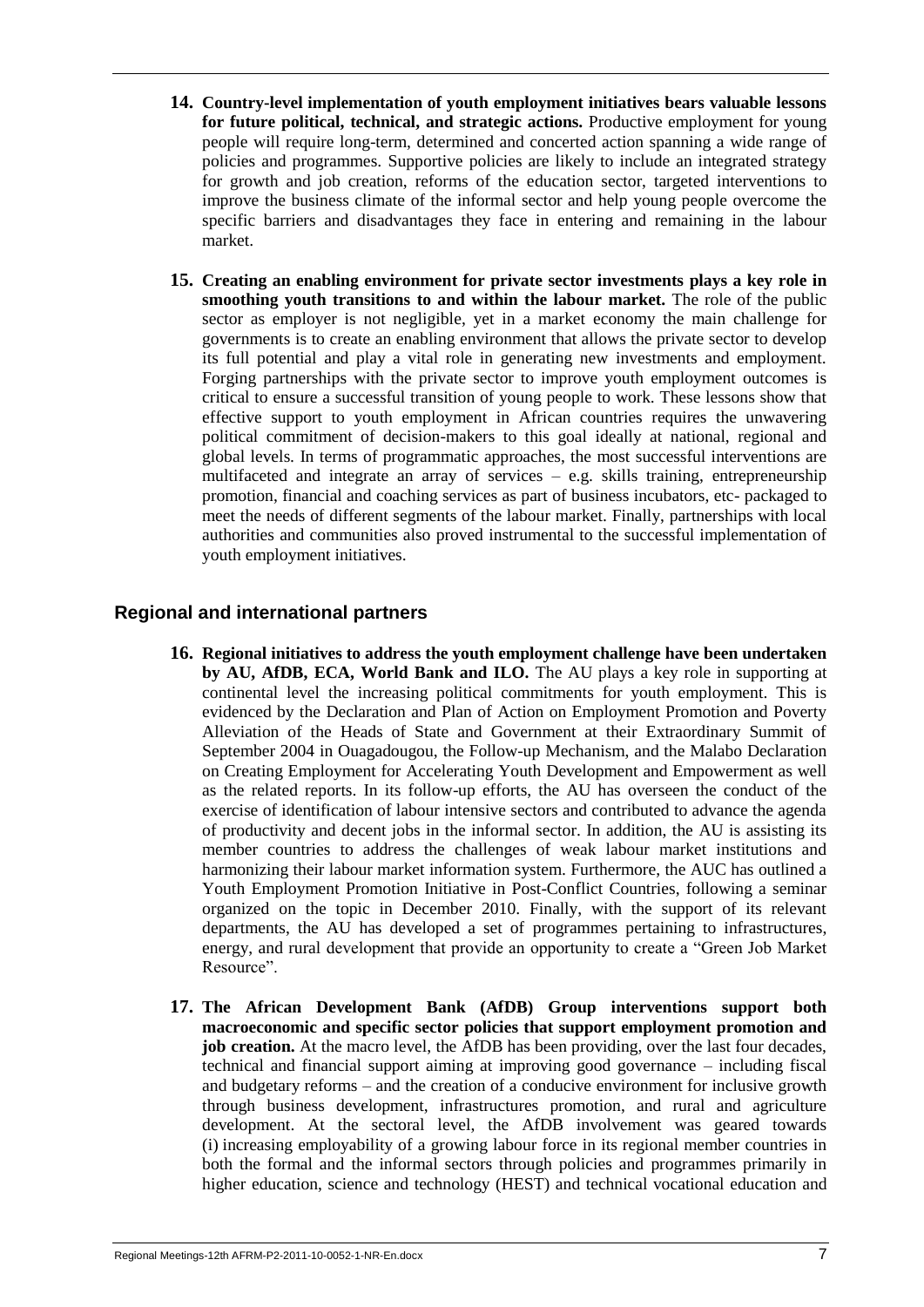**14. Country-level implementation of youth employment initiatives bears valuable lessons for future political, technical, and strategic actions.** Productive employment for young people will require long-term, determined and concerted action spanning a wide range of policies and programmes. Supportive policies are likely to include an integrated strategy for growth and job creation, reforms of the education sector, targeted interventions to improve the business climate of the informal sector and help young people overcome the specific barriers and disadvantages they face in entering and remaining in the labour market.

**15. Creating an enabling environment for private sector investments plays a key role in smoothing youth transitions to and within the labour market.** The role of the public sector as employer is not negligible, yet in a market economy the main challenge for governments is to create an enabling environment that allows the private sector to develop its full potential and play a vital role in generating new investments and employment. Forging partnerships with the private sector to improve youth employment outcomes is critical to ensure a successful transition of young people to work. These lessons show that effective support to youth employment in African countries requires the unwavering political commitment of decision-makers to this goal ideally at national, regional and global levels. In terms of programmatic approaches, the most successful interventions are multifaceted and integrate an array of services – e.g. skills training, entrepreneurship promotion, financial and coaching services as part of business incubators, etc- packaged to meet the needs of different segments of the labour market. Finally, partnerships with local authorities and communities also proved instrumental to the successful implementation of youth employment initiatives.

## Regional and international partners

**16. Regional initiatives to address the youth employment challenge have been undertaken by AU, AfDB, ECA, World Bank and ILO.** The AU plays a key role in supporting at continental level the increasing political commitments for youth employment. This is evidenced by the Declaration and Plan of Action on Employment Promotion and Poverty Alleviation of the Heads of State and Government at their Extraordinary Summit of September 2004 in Ouagadougou, the Follow-up Mechanism, and the Malabo Declaration on Creating Employment for Accelerating Youth Development and Empowerment as well as the related reports. In its follow-up efforts, the AU has overseen the conduct of the exercise of identification of labour intensive sectors and contributed to advance the agenda of productivity and decent jobs in the informal sector. In addition, the AU is assisting its member countries to address the challenges of weak labour market institutions and harmonizing their labour market information system. Furthermore, the AUC has outlined a Youth Employment Promotion Initiative in Post-Conflict Countries, following a seminar organized on the topic in December 2010. Finally, with the support of its relevant departments, the AU has developed a set of programmes pertaining to infrastructures, energy, and rural development that provide an opportunity to create a "Green Job Market Resource".

**17. The African Development Bank (AfDB) Group interventions support both macroeconomic and specific sector policies that support employment promotion and job creation.** At the macro level, the AfDB has been providing, over the last four decades, technical and financial support aiming at improving good governance – including fiscal and budgetary reforms – and the creation of a conducive environment for inclusive growth through business development, infrastructures promotion, and rural and agriculture development. At the sectoral level, the AfDB involvement was geared towards (i) increasing employability of a growing labour force in its regional member countries in both the formal and the informal sectors through policies and programmes primarily in higher education, science and technology (HEST) and technical vocational education and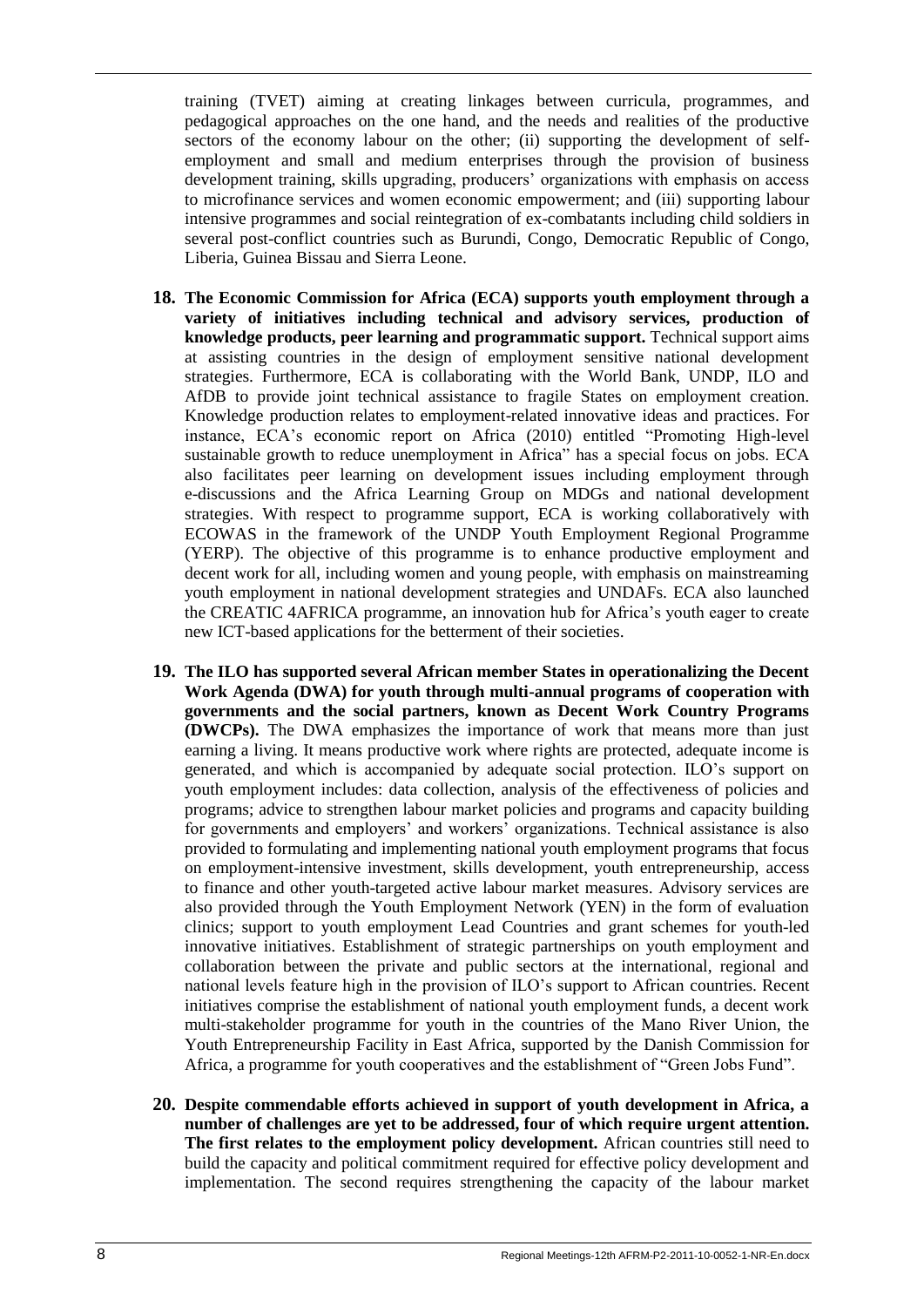training (TVET) aiming at creating linkages between curricula, programmes, and pedagogical approaches on the one hand, and the needs and realities of the productive sectors of the economy labour on the other; (ii) supporting the development of self-employment and small and medium enterprises through the provision of business development training, skills upgrading, producers' organizations with emphasis on access to microfinance services and women economic empowerment; and (iii) supporting labour intensive programmes and social reintegration of ex-combatants including child soldiers in several post-conflict countries such as Burundi, Congo, Democratic Republic of Congo, Liberia, Guinea Bissau and Sierra Leone.

18. **The Economic Commission for Africa (ECA) supports youth employment through a variety of initiatives including technical and advisory services, production of knowledge products, peer learning and programmatic support.** Technical support aims at assisting countries in the design of employment sensitive national development strategies. Furthermore, ECA is collaborating with the World Bank, UNDP, ILO and AfDB to provide joint technical assistance to fragile States on employment creation. Knowledge production relates to employment-related innovative ideas and practices. For instance, ECA's economic report on Africa (2010) entitled "Promoting High-level sustainable growth to reduce unemployment in Africa" has a special focus on jobs. ECA also facilitates peer learning on development issues including employment through e-discussions and the Africa Learning Group on MDGs and national development strategies. With respect to programme support, ECA is working collaboratively with ECOWAS in the framework of the UNDP Youth Employment Regional Programme (YERP). The objective of this programme is to enhance productive employment and decent work for all, including women and young people, with emphasis on mainstreaming youth employment in national development strategies and UNDAFs. ECA also launched the CREATIC 4AFRICA programme, an innovation hub for Africa's youth eager to create new ICT-based applications for the betterment of their societies.

19. **The ILO has supported several African member States in operationalizing the Decent Work Agenda (DWA) for youth through multi-annual programs of cooperation with governments and the social partners, known as Decent Work Country Programs (DWCPs).** The DWA emphasizes the importance of work that means more than just earning a living. It means productive work where rights are protected, adequate income is generated, and which is accompanied by adequate social protection. ILO's support on youth employment includes: data collection, analysis of the effectiveness of policies and programs; advice to strengthen labour market policies and programs and capacity building for governments and employers' and workers' organizations. Technical assistance is also provided to formulating and implementing national youth employment programs that focus on employment-intensive investment, skills development, youth entrepreneurship, access to finance and other youth-targeted active labour market measures. Advisory services are also provided through the Youth Employment Network (YEN) in the form of evaluation clinics; support to youth employment Lead Countries and grant schemes for youth-led innovative initiatives. Establishment of strategic partnerships on youth employment and collaboration between the private and public sectors at the international, regional and national levels feature high in the provision of ILO's support to African countries. Recent initiatives comprise the establishment of national youth employment funds, a decent work multi-stakeholder programme for youth in the countries of the Mano River Union, the Youth Entrepreneurship Facility in East Africa, supported by the Danish Commission for Africa, a programme for youth cooperatives and the establishment of "Green Jobs Fund".

20. **Despite commendable efforts achieved in support of youth development in Africa, a number of challenges are yet to be addressed, four of which require urgent attention. The first relates to the employment policy development.** African countries still need to build the capacity and political commitment required for effective policy development and implementation. The second requires strengthening the capacity of the labour market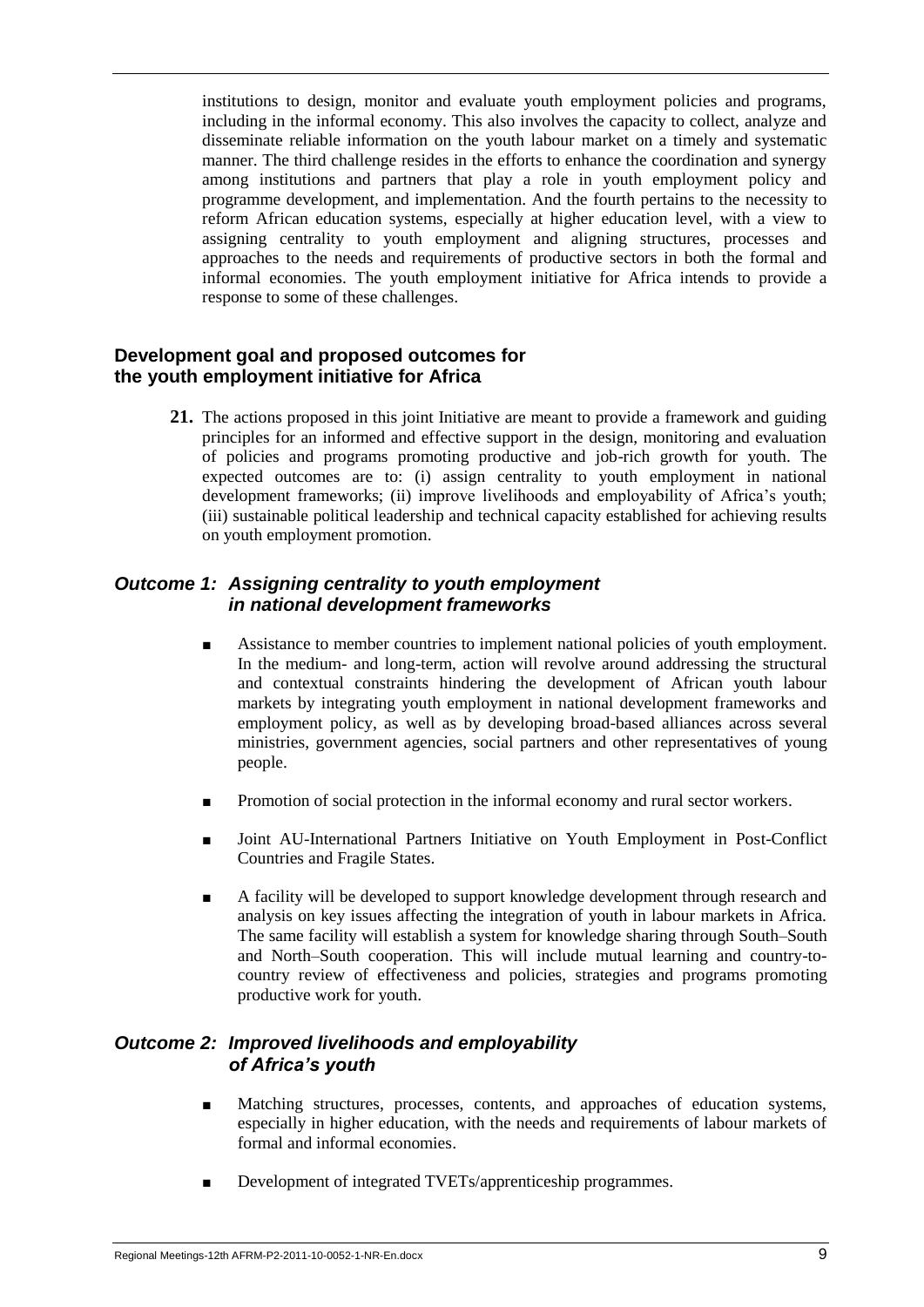institutions to design, monitor and evaluate youth employment policies and programs, including in the informal economy. This also involves the capacity to collect, analyze and disseminate reliable information on the youth labour market on a timely and systematic manner. The third challenge resides in the efforts to enhance the coordination and synergy among institutions and partners that play a role in youth employment policy and programme development, and implementation. And the fourth pertains to the necessity to reform African education systems, especially at higher education level, with a view to assigning centrality to youth employment and aligning structures, processes and approaches to the needs and requirements of productive sectors in both the formal and informal economies. The youth employment initiative for Africa intends to provide a response to some of these challenges.

### Development goal and proposed outcomes for the youth employment initiative for Africa

**21.** The actions proposed in this joint Initiative are meant to provide a framework and guiding principles for an informed and effective support in the design, monitoring and evaluation of policies and programs promoting productive and job-rich growth for youth. The expected outcomes are to: (i) assign centrality to youth employment in national development frameworks; (ii) improve livelihoods and employability of Africa's youth; (iii) sustainable political leadership and technical capacity established for achieving results on youth employment promotion.

### *Outcome 1: Assigning centrality to youth employment in national development frameworks*

- Assistance to member countries to implement national policies of youth employment. In the medium- and long-term, action will revolve around addressing the structural and contextual constraints hindering the development of African youth labour markets by integrating youth employment in national development frameworks and employment policy, as well as by developing broad-based alliances across several ministries, government agencies, social partners and other representatives of young people.
- Promotion of social protection in the informal economy and rural sector workers.
- Joint AU-International Partners Initiative on Youth Employment in Post-Conflict Countries and Fragile States.
- A facility will be developed to support knowledge development through research and analysis on key issues affecting the integration of youth in labour markets in Africa. The same facility will establish a system for knowledge sharing through South–South and North–South cooperation. This will include mutual learning and country-to-country review of effectiveness and policies, strategies and programs promoting productive work for youth.

### *Outcome 2: Improved livelihoods and employability of Africa's youth*

- Matching structures, processes, contents, and approaches of education systems, especially in higher education, with the needs and requirements of labour markets of formal and informal economies.
- Development of integrated TVETs/apprenticeship programmes.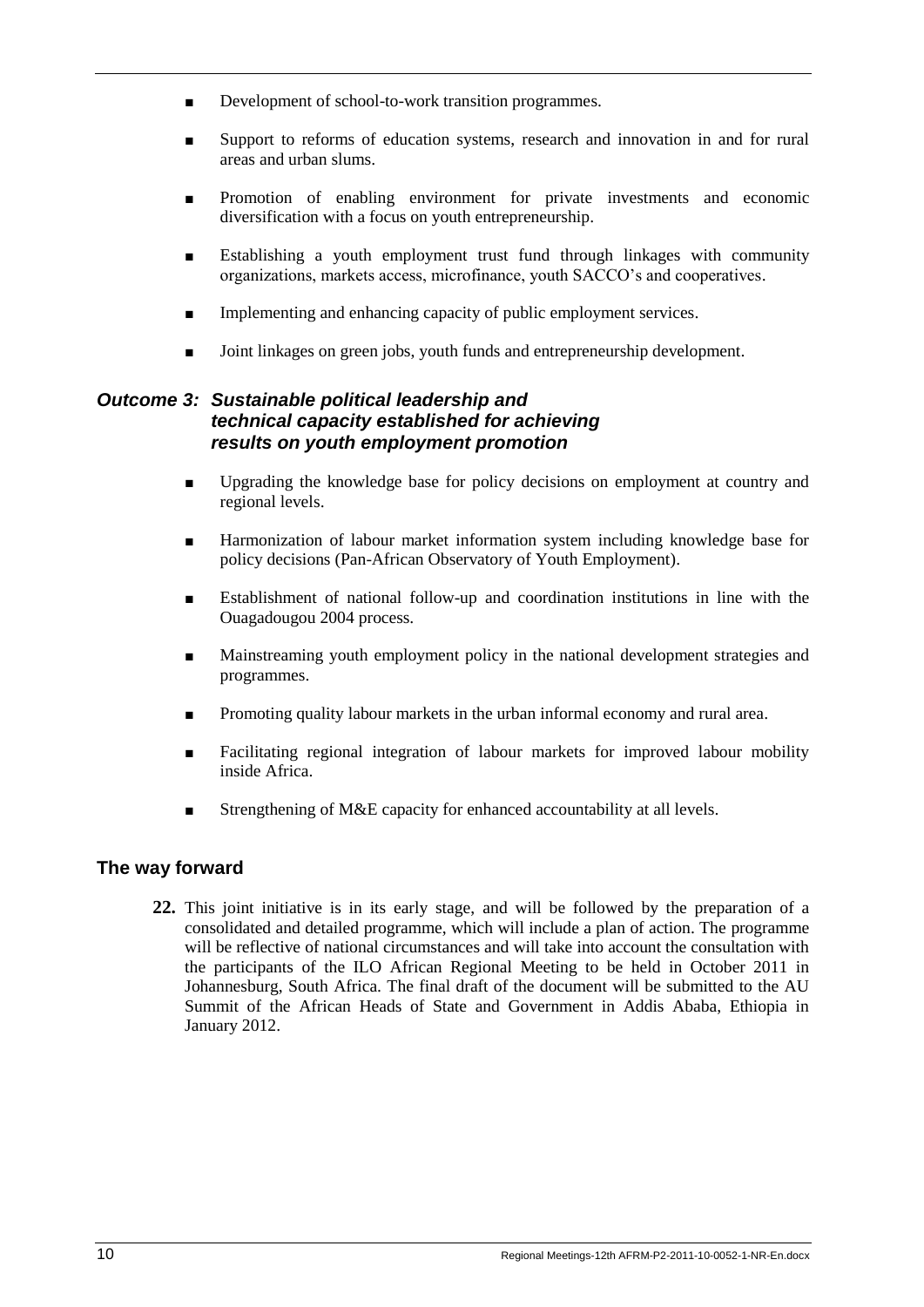- Development of school-to-work transition programmes.
- Support to reforms of education systems, research and innovation in and for rural areas and urban slums.
- Promotion of enabling environment for private investments and economic diversification with a focus on youth entrepreneurship.
- Establishing a youth employment trust fund through linkages with community organizations, markets access, microfinance, youth SACCO's and cooperatives.
- Implementing and enhancing capacity of public employment services.
- Joint linkages on green jobs, youth funds and entrepreneurship development.

### *Outcome 3: Sustainable political leadership and technical capacity established for achieving results on youth employment promotion*

- Upgrading the knowledge base for policy decisions on employment at country and regional levels.
- Harmonization of labour market information system including knowledge base for policy decisions (Pan-African Observatory of Youth Employment).
- Establishment of national follow-up and coordination institutions in line with the Ouagadougou 2004 process.
- Mainstreaming youth employment policy in the national development strategies and programmes.
- Promoting quality labour markets in the urban informal economy and rural area.
- Facilitating regional integration of labour markets for improved labour mobility inside Africa.
- Strengthening of M&E capacity for enhanced accountability at all levels.

## The way forward

**22.** This joint initiative is in its early stage, and will be followed by the preparation of a consolidated and detailed programme, which will include a plan of action. The programme will be reflective of national circumstances and will take into account the consultation with the participants of the ILO African Regional Meeting to be held in October 2011 in Johannesburg, South Africa. The final draft of the document will be submitted to the AU Summit of the African Heads of State and Government in Addis Ababa, Ethiopia in January 2012.